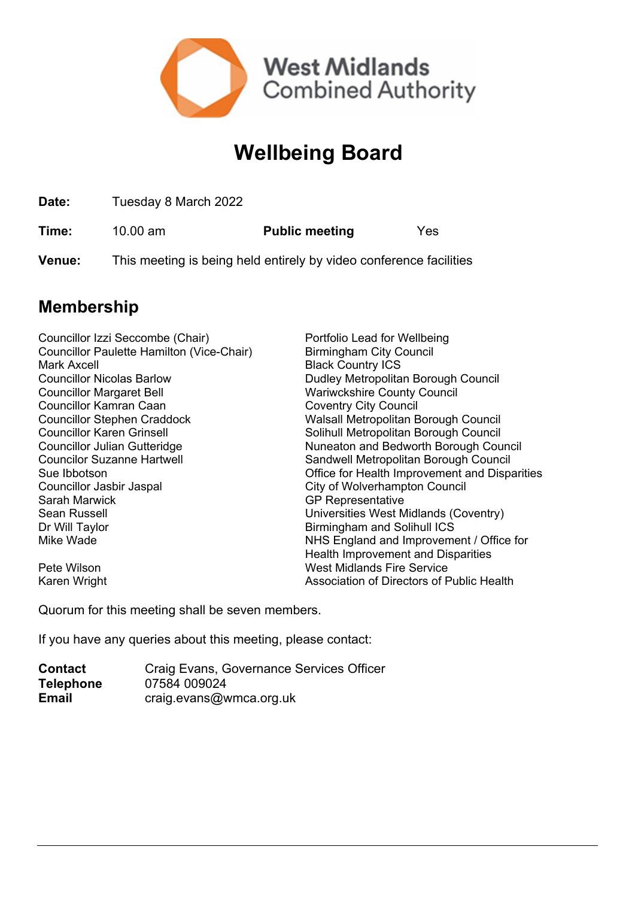West Midlands Combined Authority

# Wellbeing Board

**Date:** Tuesday 8 March 2022

**Time:** 10.00 am **Public meeting** Yes

**Venue:** This meeting is being held entirely by video conference facilities

## Membership

| | |
|---|---|
| Councillor Izzi Seccombe (Chair) | Portfolio Lead for Wellbeing |
| Councillor Paulette Hamilton (Vice-Chair) | Birmingham City Council |
| Mark Axcell | Black Country ICS |
| Councillor Nicolas Barlow | Dudley Metropolitan Borough Council |
| Councillor Margaret Bell | Wariwckshire County Council |
| Councillor Kamran Caan | Coventry City Council |
| Councillor Stephen Craddock | Walsall Metropolitan Borough Council |
| Councillor Karen Grinsell | Solihull Metropolitan Borough Council |
| Councillor Julian Gutteridge | Nuneaton and Bedworth Borough Council |
| Councilor Suzanne Hartwell | Sandwell Metropolitan Borough Council |
| Sue Ibbotson | Office for Health Improvement and Disparities |
| Councillor Jasbir Jaspal | City of Wolverhampton Council |
| Sarah Marwick | GP Representative |
| Sean Russell | Universities West Midlands (Coventry) |
| Dr Will Taylor | Birmingham and Solihull ICS |
| Mike Wade | NHS England and Improvement / Office for Health Improvement and Disparities |
| Pete Wilson | West Midlands Fire Service |
| Karen Wright | Association of Directors of Public Health |

Quorum for this meeting shall be seven members.

If you have any queries about this meeting, please contact:

**Contact** Craig Evans, Governance Services Officer
**Telephone** 07584 009024
**Email** craig.evans@wmca.org.uk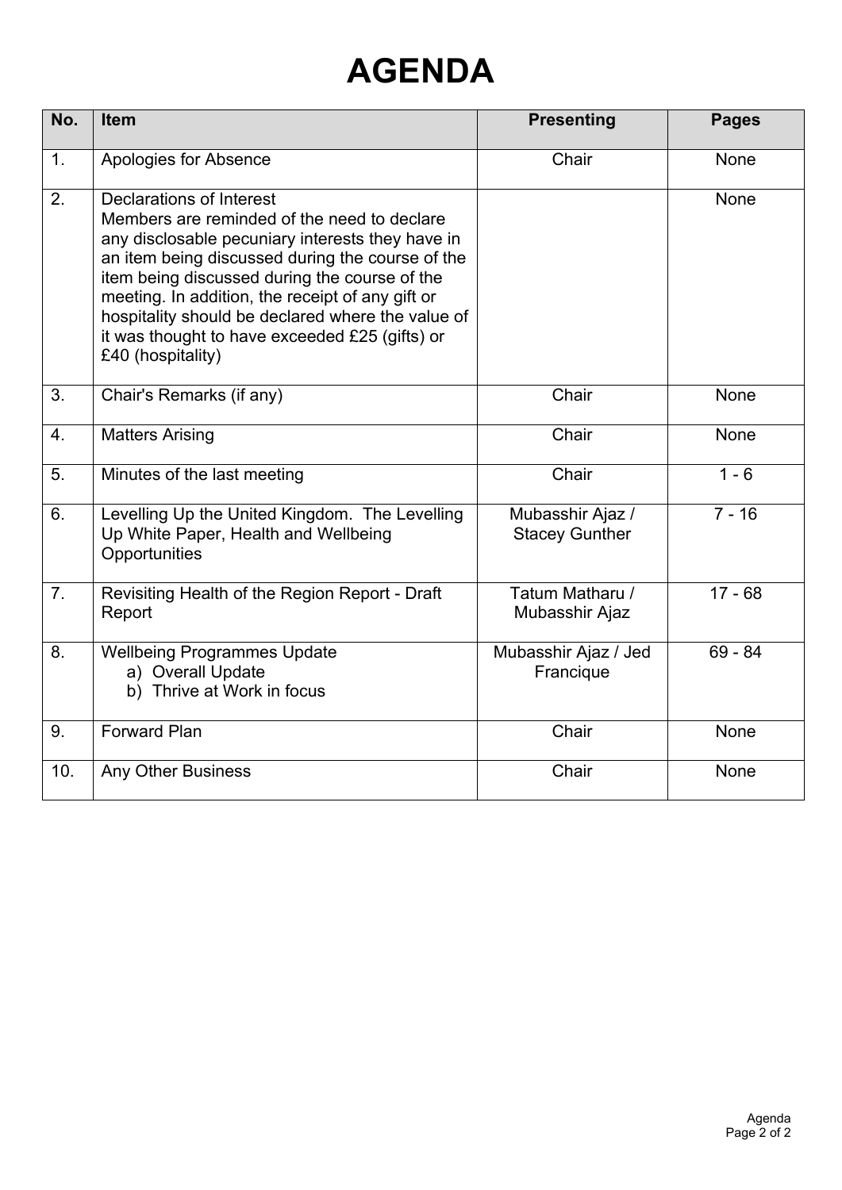# AGENDA

| No. | Item | Presenting | Pages |
|---|---|---|---|
| 1. | Apologies for Absence | Chair | None |
| 2. | Declarations of Interest<br>Members are reminded of the need to declare any disclosable pecuniary interests they have in an item being discussed during the course of the item being discussed during the course of the meeting. In addition, the receipt of any gift or hospitality should be declared where the value of it was thought to have exceeded £25 (gifts) or £40 (hospitality) | | None |
| 3. | Chair's Remarks (if any) | Chair | None |
| 4. | Matters Arising | Chair | None |
| 5. | Minutes of the last meeting | Chair | 1 - 6 |
| 6. | Levelling Up the United Kingdom. The Levelling Up White Paper, Health and Wellbeing Opportunities | Mubasshir Ajaz / Stacey Gunther | 7 - 16 |
| 7. | Revisiting Health of the Region Report - Draft Report | Tatum Matharu / Mubasshir Ajaz | 17 - 68 |
| 8. | Wellbeing Programmes Update<br>a) Overall Update<br>b) Thrive at Work in focus | Mubasshir Ajaz / Jed Francique | 69 - 84 |
| 9. | Forward Plan | Chair | None |
| 10. | Any Other Business | Chair | None |